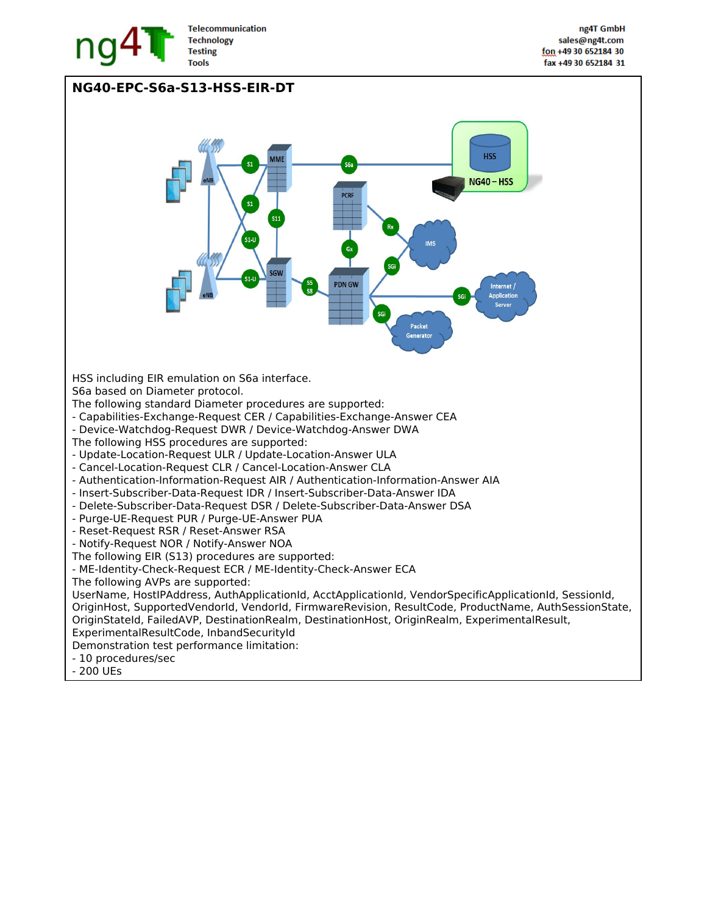# NG40-EPC-S6a-S13-HSS-EIR-DT

HSS including EIR emulation on S6a interface.
S6a based on Diameter protocol.
The following standard Diameter procedures are supported:
- Capabilities-Exchange-Request CER / Capabilities-Exchange-Answer CEA
- Device-Watchdog-Request DWR / Device-Watchdog-Answer DWA

The following HSS procedures are supported:
- Update-Location-Request ULR / Update-Location-Answer ULA
- Cancel-Location-Request CLR / Cancel-Location-Answer CLA
- Authentication-Information-Request AIR / Authentication-Information-Answer AIA
- Insert-Subscriber-Data-Request IDR / Insert-Subscriber-Data-Answer IDA
- Delete-Subscriber-Data-Request DSR / Delete-Subscriber-Data-Answer DSA
- Purge-UE-Request PUR / Purge-UE-Answer PUA
- Reset-Request RSR / Reset-Answer RSA
- Notify-Request NOR / Notify-Answer NOA

The following EIR (S13) procedures are supported:
- ME-Identity-Check-Request ECR / ME-Identity-Check-Answer ECA

The following AVPs are supported:
UserName, HostIPAddress, AuthApplicationId, AcctApplicationId, VendorSpecificApplicationId, SessionId, OriginHost, SupportedVendorId, VendorId, FirmwareRevision, ResultCode, ProductName, AuthSessionState, OriginStateId, FailedAVP, DestinationRealm, DestinationHost, OriginRealm, ExperimentalResult, ExperimentalResultCode, InbandSecurityId
Demonstration test performance limitation:
- 10 procedures/sec
- 200 UEs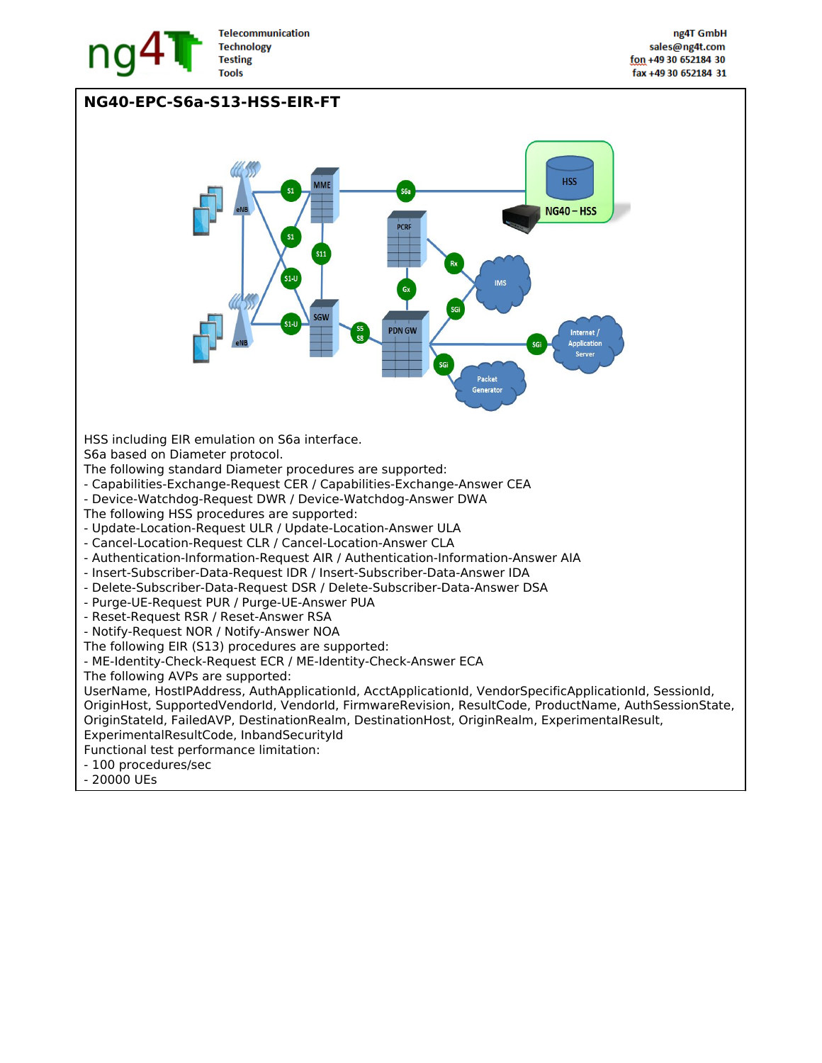## NG40-EPC-S6a-S13-HSS-EIR-FT

HSS including EIR emulation on S6a interface.
S6a based on Diameter protocol.
The following standard Diameter procedures are supported:
- Capabilities-Exchange-Request CER / Capabilities-Exchange-Answer CEA
- Device-Watchdog-Request DWR / Device-Watchdog-Answer DWA

The following HSS procedures are supported:
- Update-Location-Request ULR / Update-Location-Answer ULA
- Cancel-Location-Request CLR / Cancel-Location-Answer CLA
- Authentication-Information-Request AIR / Authentication-Information-Answer AIA
- Insert-Subscriber-Data-Request IDR / Insert-Subscriber-Data-Answer IDA
- Delete-Subscriber-Data-Request DSR / Delete-Subscriber-Data-Answer DSA
- Purge-UE-Request PUR / Purge-UE-Answer PUA
- Reset-Request RSR / Reset-Answer RSA
- Notify-Request NOR / Notify-Answer NOA

The following EIR (S13) procedures are supported:
- ME-Identity-Check-Request ECR / ME-Identity-Check-Answer ECA

The following AVPs are supported:
UserName, HostIPAddress, AuthApplicationId, AcctApplicationId, VendorSpecificApplicationId, SessionId, OriginHost, SupportedVendorId, VendorId, FirmwareRevision, ResultCode, ProductName, AuthSessionState, OriginStateId, FailedAVP, DestinationRealm, DestinationHost, OriginRealm, ExperimentalResult, ExperimentalResultCode, InbandSecurityId
Functional test performance limitation:
- 100 procedures/sec
- 20000 UEs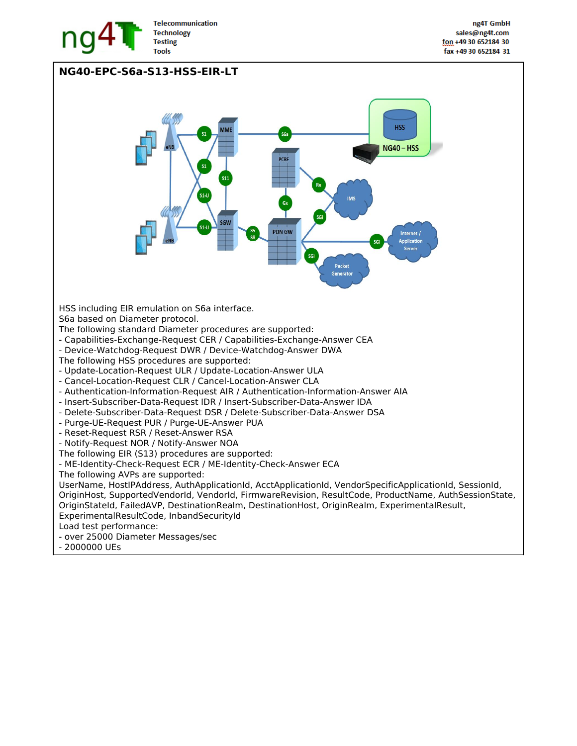## NG40-EPC-S6a-S13-HSS-EIR-LT

HSS including EIR emulation on S6a interface.
S6a based on Diameter protocol.
The following standard Diameter procedures are supported:
- Capabilities-Exchange-Request CER / Capabilities-Exchange-Answer CEA
- Device-Watchdog-Request DWR / Device-Watchdog-Answer DWA

The following HSS procedures are supported:
- Update-Location-Request ULR / Update-Location-Answer ULA
- Cancel-Location-Request CLR / Cancel-Location-Answer CLA
- Authentication-Information-Request AIR / Authentication-Information-Answer AIA
- Insert-Subscriber-Data-Request IDR / Insert-Subscriber-Data-Answer IDA
- Delete-Subscriber-Data-Request DSR / Delete-Subscriber-Data-Answer DSA
- Purge-UE-Request PUR / Purge-UE-Answer PUA
- Reset-Request RSR / Reset-Answer RSA
- Notify-Request NOR / Notify-Answer NOA

The following EIR (S13) procedures are supported:
- ME-Identity-Check-Request ECR / ME-Identity-Check-Answer ECA

The following AVPs are supported:
UserName, HostIPAddress, AuthApplicationId, AcctApplicationId, VendorSpecificApplicationId, SessionId, OriginHost, SupportedVendorId, VendorId, FirmwareRevision, ResultCode, ProductName, AuthSessionState, OriginStateId, FailedAVP, DestinationRealm, DestinationHost, OriginRealm, ExperimentalResult, ExperimentalResultCode, InbandSecurityId
Load test performance:
- over 25000 Diameter Messages/sec
- 2000000 UEs